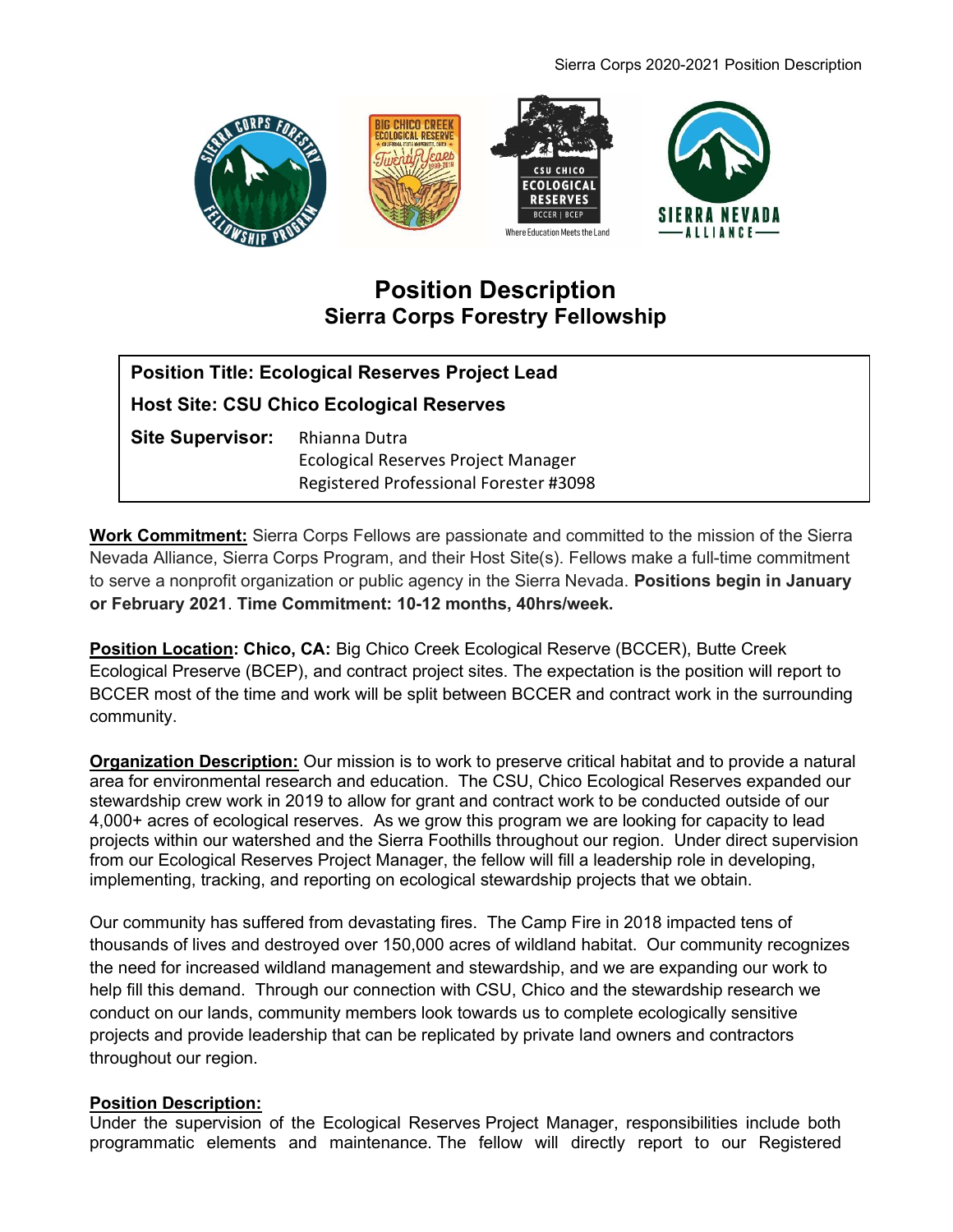# Position Description
## Sierra Corps Forestry Fellowship

**Position Title: Ecological Reserves Project Lead**

**Host Site: CSU Chico Ecological Reserves**

**Site Supervisor:** Rhianna Dutra
Ecological Reserves Project Manager
Registered Professional Forester #3098

**Work Commitment:** Sierra Corps Fellows are passionate and committed to the mission of the Sierra Nevada Alliance, Sierra Corps Program, and their Host Site(s). Fellows make a full-time commitment to serve a nonprofit organization or public agency in the Sierra Nevada. **Positions begin in January or February 2021**. **Time Commitment: 10-12 months, 40hrs/week.**

**Position Location: Chico, CA:** Big Chico Creek Ecological Reserve (BCCER), Butte Creek Ecological Preserve (BCEP), and contract project sites. The expectation is the position will report to BCCER most of the time and work will be split between BCCER and contract work in the surrounding community.

**Organization Description:** Our mission is to work to preserve critical habitat and to provide a natural area for environmental research and education. The CSU, Chico Ecological Reserves expanded our stewardship crew work in 2019 to allow for grant and contract work to be conducted outside of our 4,000+ acres of ecological reserves. As we grow this program we are looking for capacity to lead projects within our watershed and the Sierra Foothills throughout our region. Under direct supervision from our Ecological Reserves Project Manager, the fellow will fill a leadership role in developing, implementing, tracking, and reporting on ecological stewardship projects that we obtain.

Our community has suffered from devastating fires. The Camp Fire in 2018 impacted tens of thousands of lives and destroyed over 150,000 acres of wildland habitat. Our community recognizes the need for increased wildland management and stewardship, and we are expanding our work to help fill this demand. Through our connection with CSU, Chico and the stewardship research we conduct on our lands, community members look towards us to complete ecologically sensitive projects and provide leadership that can be replicated by private land owners and contractors throughout our region.

**Position Description:**
Under the supervision of the Ecological Reserves Project Manager, responsibilities include both programmatic elements and maintenance. The fellow will directly report to our Registered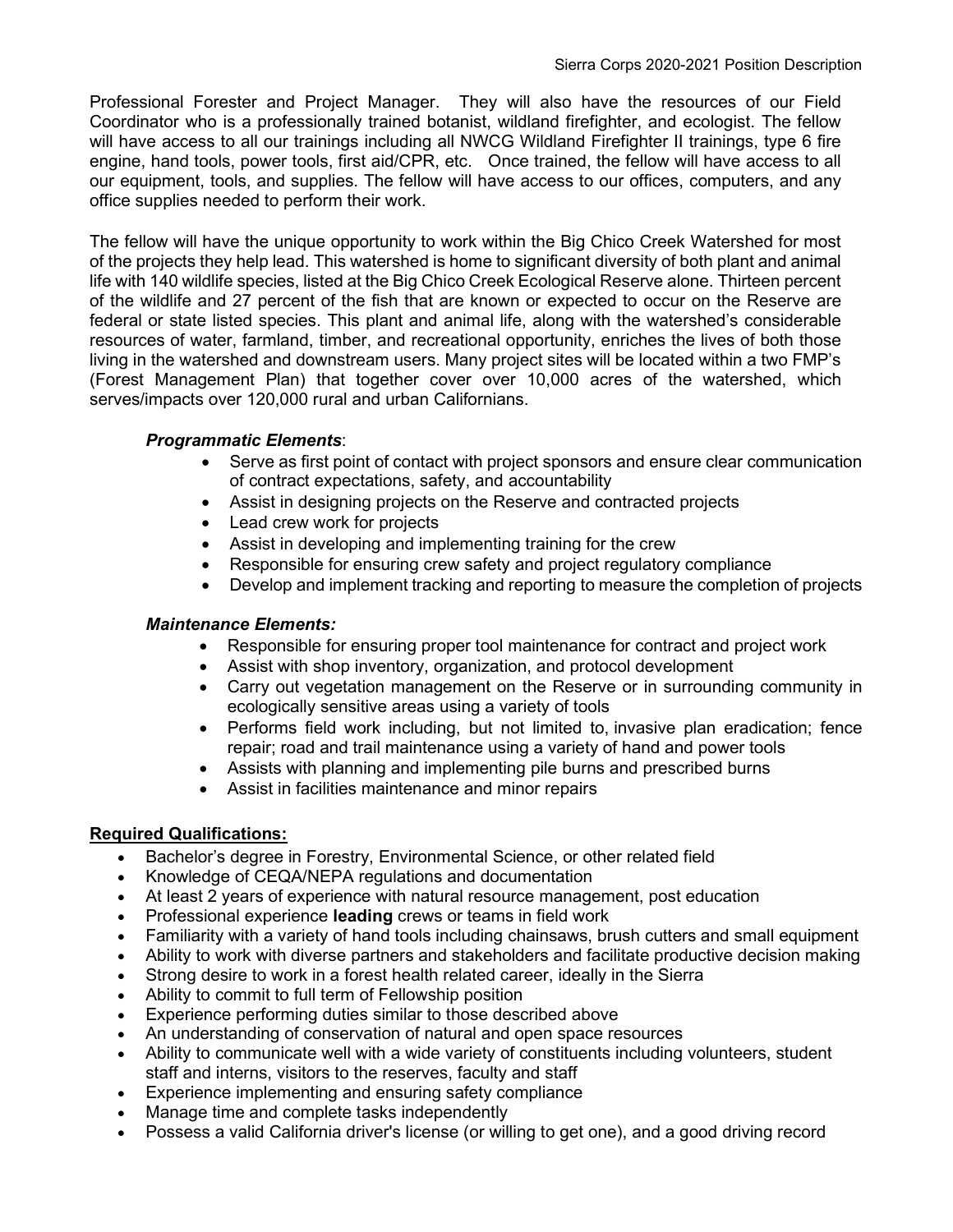Professional Forester and Project Manager. They will also have the resources of our Field Coordinator who is a professionally trained botanist, wildland firefighter, and ecologist. The fellow will have access to all our trainings including all NWCG Wildland Firefighter II trainings, type 6 fire engine, hand tools, power tools, first aid/CPR, etc. Once trained, the fellow will have access to all our equipment, tools, and supplies. The fellow will have access to our offices, computers, and any office supplies needed to perform their work.

The fellow will have the unique opportunity to work within the Big Chico Creek Watershed for most of the projects they help lead. This watershed is home to significant diversity of both plant and animal life with 140 wildlife species, listed at the Big Chico Creek Ecological Reserve alone. Thirteen percent of the wildlife and 27 percent of the fish that are known or expected to occur on the Reserve are federal or state listed species. This plant and animal life, along with the watershed's considerable resources of water, farmland, timber, and recreational opportunity, enriches the lives of both those living in the watershed and downstream users. Many project sites will be located within a two FMP's (Forest Management Plan) that together cover over 10,000 acres of the watershed, which serves/impacts over 120,000 rural and urban Californians.

***Programmatic Elements***:

- Serve as first point of contact with project sponsors and ensure clear communication of contract expectations, safety, and accountability
- Assist in designing projects on the Reserve and contracted projects
- Lead crew work for projects
- Assist in developing and implementing training for the crew
- Responsible for ensuring crew safety and project regulatory compliance
- Develop and implement tracking and reporting to measure the completion of projects

***Maintenance Elements:***

- Responsible for ensuring proper tool maintenance for contract and project work
- Assist with shop inventory, organization, and protocol development
- Carry out vegetation management on the Reserve or in surrounding community in ecologically sensitive areas using a variety of tools
- Performs field work including, but not limited to, invasive plan eradication; fence repair; road and trail maintenance using a variety of hand and power tools
- Assists with planning and implementing pile burns and prescribed burns
- Assist in facilities maintenance and minor repairs

**Required Qualifications:**

- Bachelor's degree in Forestry, Environmental Science, or other related field
- Knowledge of CEQA/NEPA regulations and documentation
- At least 2 years of experience with natural resource management, post education
- Professional experience **leading** crews or teams in field work
- Familiarity with a variety of hand tools including chainsaws, brush cutters and small equipment
- Ability to work with diverse partners and stakeholders and facilitate productive decision making
- Strong desire to work in a forest health related career, ideally in the Sierra
- Ability to commit to full term of Fellowship position
- Experience performing duties similar to those described above
- An understanding of conservation of natural and open space resources
- Ability to communicate well with a wide variety of constituents including volunteers, student staff and interns, visitors to the reserves, faculty and staff
- Experience implementing and ensuring safety compliance
- Manage time and complete tasks independently
- Possess a valid California driver's license (or willing to get one), and a good driving record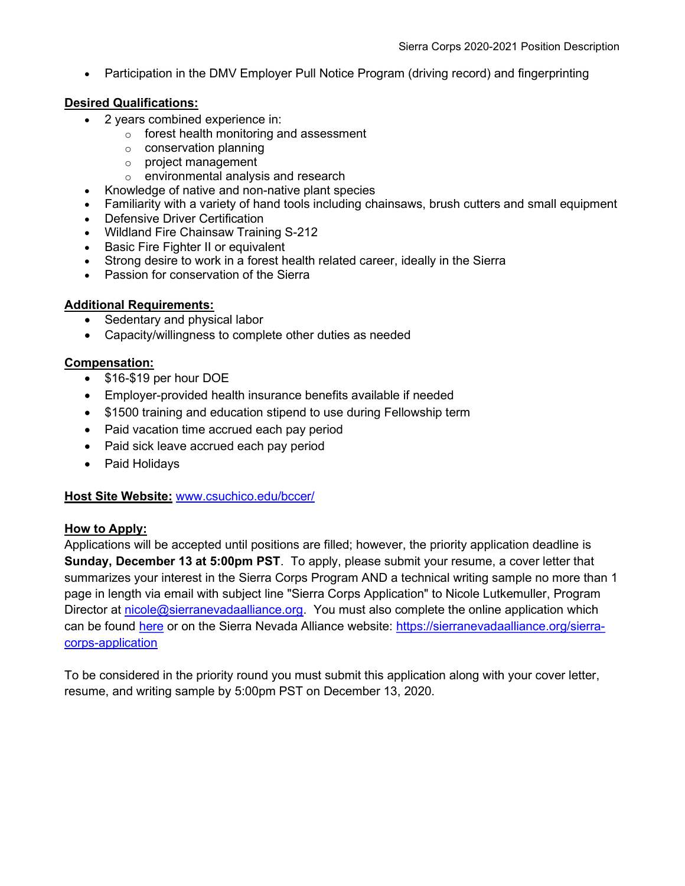- Participation in the DMV Employer Pull Notice Program (driving record) and fingerprinting

**Desired Qualifications:**

- 2 years combined experience in:
  - forest health monitoring and assessment
  - conservation planning
  - project management
  - environmental analysis and research
- Knowledge of native and non-native plant species
- Familiarity with a variety of hand tools including chainsaws, brush cutters and small equipment
- Defensive Driver Certification
- Wildland Fire Chainsaw Training S-212
- Basic Fire Fighter II or equivalent
- Strong desire to work in a forest health related career, ideally in the Sierra
- Passion for conservation of the Sierra

**Additional Requirements:**

- Sedentary and physical labor
- Capacity/willingness to complete other duties as needed

**Compensation:**

- $16-$19 per hour DOE
- Employer-provided health insurance benefits available if needed
- $1500 training and education stipend to use during Fellowship term
- Paid vacation time accrued each pay period
- Paid sick leave accrued each pay period
- Paid Holidays

**Host Site Website:** [www.csuchico.edu/bccer/](www.csuchico.edu/bccer/)

**How to Apply:**

Applications will be accepted until positions are filled; however, the priority application deadline is **Sunday, December 13 at 5:00pm PST**. To apply, please submit your resume, a cover letter that summarizes your interest in the Sierra Corps Program AND a technical writing sample no more than 1 page in length via email with subject line "Sierra Corps Application" to Nicole Lutkemuller, Program Director at [nicole@sierranevadaalliance.org](mailto:nicole@sierranevadaalliance.org). You must also complete the online application which can be found here or on the Sierra Nevada Alliance website: [https://sierranevadaalliance.org/sierra-corps-application](https://sierranevadaalliance.org/sierra-corps-application)

To be considered in the priority round you must submit this application along with your cover letter, resume, and writing sample by 5:00pm PST on December 13, 2020.